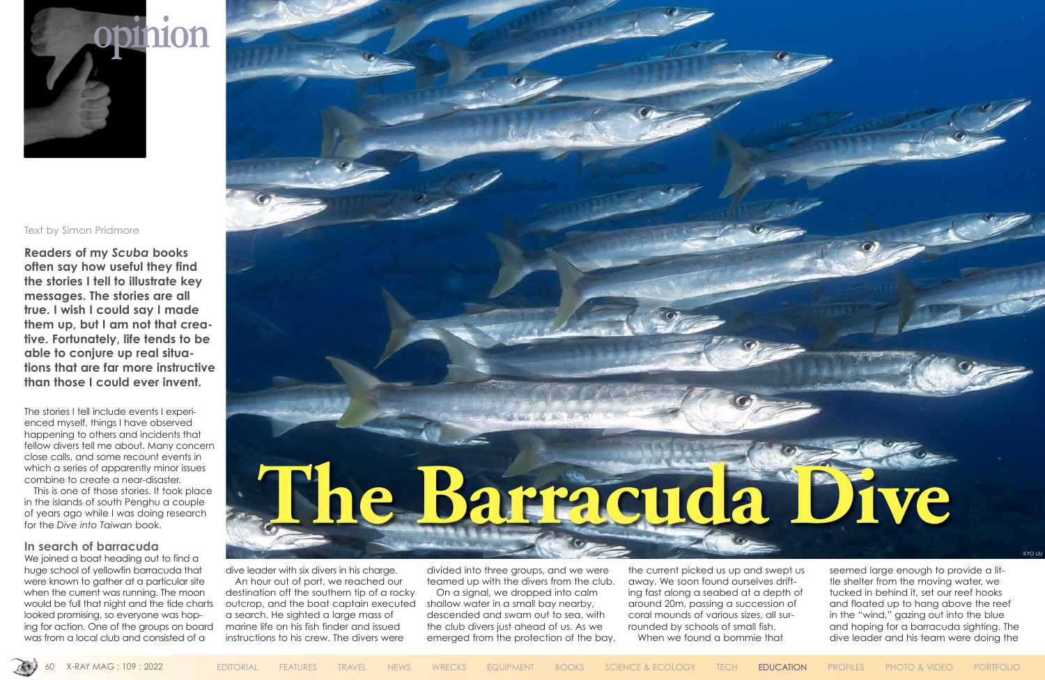opinion

# The Barracuda Dive

Text by Simon Pridmore

**Readers of my *Scuba* books often say how useful they find the stories I tell to illustrate key messages. The stories are all true. I wish I could say I made them up, but I am not that creative. Fortunately, life tends to be able to conjure up real situations that are far more instructive than those I could ever invent.**

The stories I tell include events I experienced myself, things I have observed happening to others and incidents that fellow divers tell me about. Many concern close calls, and some recount events in which a series of apparently minor issues combine to create a near-disaster.

This is one of those stories. It took place in the islands of south Penghu a couple of years ago while I was doing research for the *Dive into Taiwan* book.

## In search of barracuda

We joined a boat heading out to find a huge school of yellowfin barracuda that were known to gather at a particular site when the current was running. The moon would be full that night and the tide charts looked promising, so everyone was hoping for action. One of the groups on board was from a local club and consisted of a dive leader with six divers in his charge.

An hour out of port, we reached our destination off the southern tip of a rocky outcrop, and the boat captain executed a search. He sighted a large mass of marine life on his fish finder and issued instructions to his crew. The divers were divided into three groups, and we were teamed up with the divers from the club.

On a signal, we dropped into calm shallow water in a small bay nearby, descended and swam out to sea, with the club divers just ahead of us. As we emerged from the protection of the bay, the current picked us up and swept us away. We soon found ourselves drifting fast along a seabed at a depth of around 20m, passing a succession of coral mounds of various sizes, all surrounded by schools of small fish.

When we found a bommie that seemed large enough to provide a little shelter from the moving water, we tucked in behind it, set our reef hooks and floated up to hang above the reef in the "wind," gazing out into the blue and hoping for a barracuda sighting. The dive leader and his team were doing the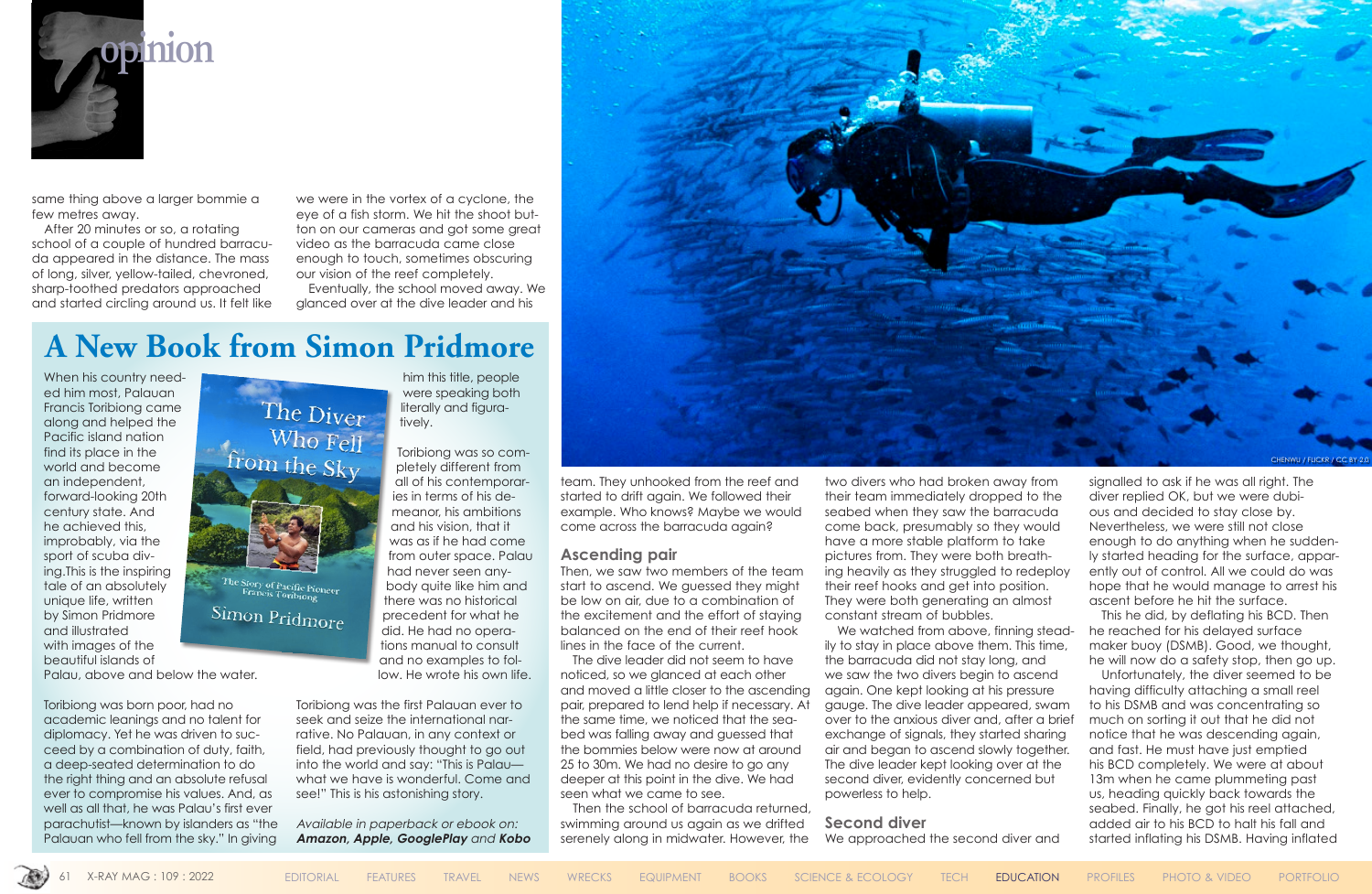# opinion

same thing above a larger bommie a few metres away.

After 20 minutes or so, a rotating school of a couple of hundred barracuda appeared in the distance. The mass of long, silver, yellow-tailed, chevroned, sharp-toothed predators approached and started circling around us. It felt like we were in the vortex of a cyclone, the eye of a fish storm. We hit the shoot button on our cameras and got some great video as the barracuda came close enough to touch, sometimes obscuring our vision of the reef completely.

Eventually, the school moved away. We glanced over at the dive leader and his team. They unhooked from the reef and started to drift again. We followed their example. Who knows? Maybe we would come across the barracuda again?

## Ascending pair

Then, we saw two members of the team start to ascend. We guessed they might be low on air, due to a combination of the excitement and the effort of staying balanced on the end of their reef hook lines in the face of the current.

The dive leader did not seem to have noticed, so we glanced at each other and moved a little closer to the ascending pair, prepared to lend help if necessary. At the same time, we noticed that the seabed was falling away and guessed that the bommies below were now at around 25 to 30m. We had no desire to go any deeper at this point in the dive. We had seen what we came to see.

Then the school of barracuda returned, swimming around us again as we drifted serenely along in midwater. However, the two divers who had broken away from their team immediately dropped to the seabed when they saw the barracuda come back, presumably so they would have a more stable platform to take pictures from. They were both breathing heavily as they struggled to redeploy their reef hooks and get into position. They were both generating an almost constant stream of bubbles.

We watched from above, finning steadily to stay in place above them. This time, the barracuda did not stay long, and we saw the two divers begin to ascend again. One kept looking at his pressure gauge. The dive leader appeared, swam over to the anxious diver and, after a brief exchange of signals, they started sharing air and began to ascend slowly together. The dive leader kept looking over at the second diver, evidently concerned but powerless to help.

## Second diver

We approached the second diver and signalled to ask if he was all right. The diver replied OK, but we were dubious and decided to stay close by. Nevertheless, we were still not close enough to do anything when he suddenly started heading for the surface, apparently out of control. All we could do was hope that he would manage to arrest his ascent before he hit the surface.

This he did, by deflating his BCD. Then he reached for his delayed surface maker buoy (DSMB). Good, we thought, he will now do a safety stop, then go up.

Unfortunately, the diver seemed to be having difficulty attaching a small reel to his DSMB and was concentrating so much on sorting it out that he did not notice that he was descending again, and fast. He must have just emptied his BCD completely. We were at about 13m when he came plummeting past us, heading quickly back towards the seabed. Finally, he got his reel attached, added air to his BCD to halt his fall and started inflating his DSMB. Having inflated

CHENWU / FLICKR / CC BY 2.0

## A New Book from Simon Pridmore

When his country needed him most, Palauan Francis Toribiong came along and helped the Pacific island nation find its place in the world and become an independent, forward-looking 20th century state. And he achieved this, improbably, via the sport of scuba diving.This is the inspiring tale of an absolutely unique life, written by Simon Pridmore and illustrated with images of the beautiful islands of Palau, above and below the water.

The Diver Who Fell from the Sky

The Story of Pacific Pioneer Francis Toribiong

Simon Pridmore

Toribiong was born poor, had no academic leanings and no talent for diplomacy. Yet he was driven to succeed by a combination of duty, faith, a deep-seated determination to do the right thing and an absolute refusal ever to compromise his values. And, as well as all that, he was Palau's first ever parachutist—known by islanders as "the Palauan who fell from the sky." In giving him this title, people were speaking both literally and figuratively.

Toribiong was so completely different from all of his contemporaries in terms of his demeanor, his ambitions and his vision, that it was as if he had come from outer space. Palau had never seen anybody quite like him and there was no historical precedent for what he did. He had no operations manual to consult and no examples to follow. He wrote his own life.

Toribiong was the first Palauan ever to seek and seize the international narrative. No Palauan, in any context or field, had previously thought to go out into the world and say: "This is Palau—what we have is wonderful. Come and see!" This is his astonishing story.

*Available in paperback or ebook on:* ***Amazon, Apple, GooglePlay*** *and* ***Kobo***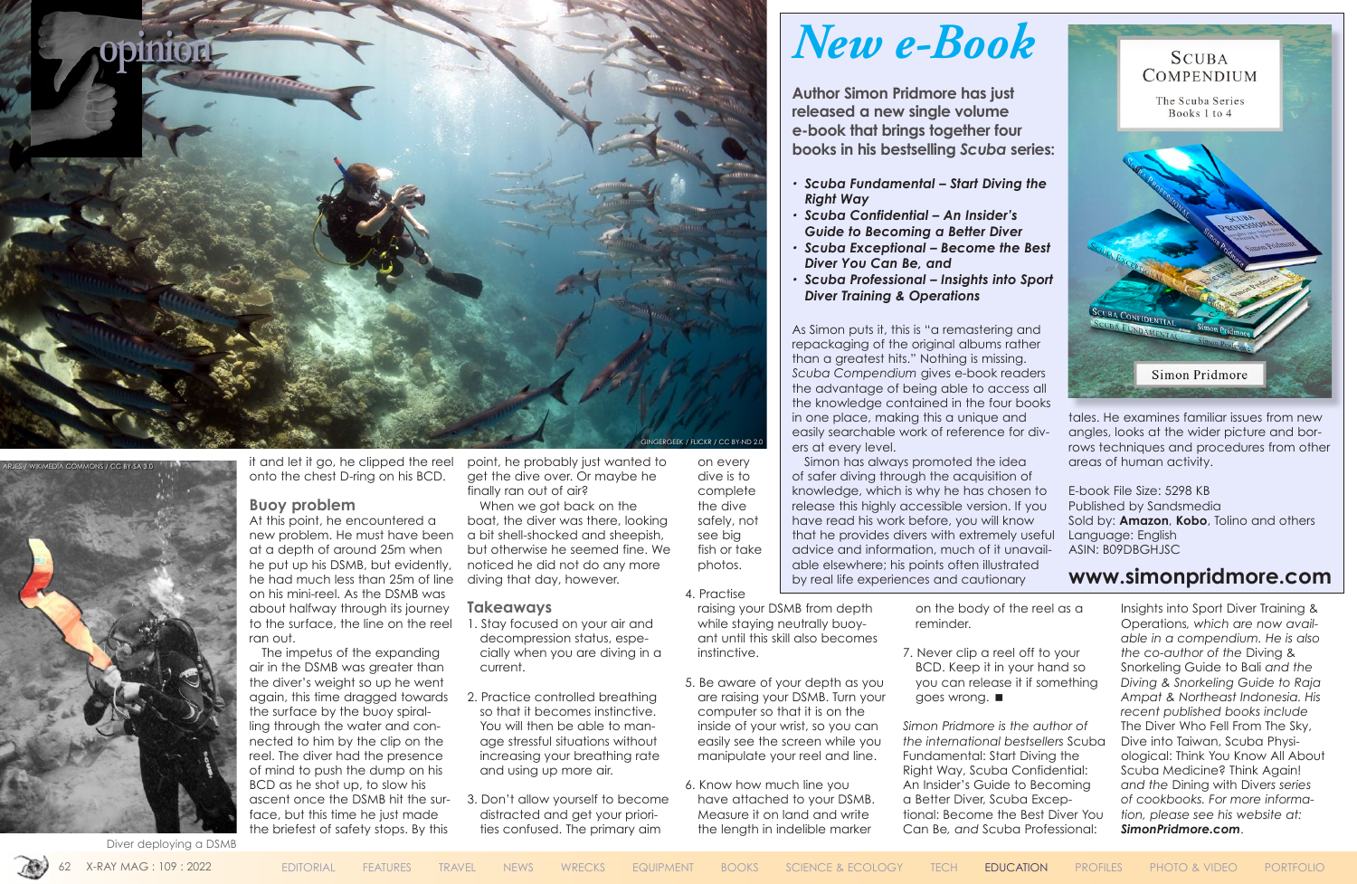it and let it go, he clipped the reel onto the chest D-ring on his BCD.

## Buoy problem

At this point, he encountered a new problem. He must have been at a depth of around 25m when he put up his DSMB, but evidently, he had much less than 25m of line on his mini-reel. As the DSMB was about halfway through its journey to the surface, the line on the reel ran out.

The impetus of the expanding air in the DSMB was greater than the diver's weight so up he went again, this time dragged towards the surface by the buoy spiralling through the water and connected to him by the clip on the reel. The diver had the presence of mind to push the dump on his BCD as he shot up, to slow his ascent once the DSMB hit the surface, but this time he just made the briefest of safety stops. By this point, he probably just wanted to get the dive over. Or maybe he finally ran out of air?

When we got back on the boat, the diver was there, looking a bit shell-shocked and sheepish, but otherwise he seemed fine. We noticed he did not do any more diving that day, however.

## Takeaways

1. Stay focused on your air and decompression status, especially when you are diving in a current.

2. Practice controlled breathing so that it becomes instinctive. You will then be able to manage stressful situations without increasing your breathing rate and using up more air.

3. Don't allow yourself to become distracted and get your priorities confused. The primary aim on every dive is to complete the dive safely, not see big fish or take photos.

4. Practise raising your DSMB from depth while staying neutrally buoyant until this skill also becomes instinctive.

5. Be aware of your depth as you are raising your DSMB. Turn your computer so that it is on the inside of your wrist, so you can easily see the screen while you manipulate your reel and line.

6. Know how much line you have attached to your DSMB. Measure it on land and write the length in indelible marker on the body of the reel as a reminder.

7. Never clip a reel off to your BCD. Keep it in your hand so you can release it if something goes wrong. ■

*Simon Pridmore is the author of the international bestsellers* Scuba Fundamental: Start Diving the Right Way, Scuba Confidential: An Insider's Guide to Becoming a Better Diver, Scuba Exceptional: Become the Best Diver You Can Be, *and* Scuba Professional: Insights into Sport Diver Training & Operations, *which are now available in a compendium. He is also the co-author of the* Diving & Snorkeling Guide to Bali *and the* Diving & Snorkeling Guide to Raja Ampat & Northeast Indonesia. *His recent published books include* The Diver Who Fell From The Sky, Dive into Taiwan, Scuba Physiological: Think You Know All About Scuba Medicine? Think Again! *and the* Dining with Divers *series of cookbooks. For more information, please see his website at:* ***SimonPridmore.com***.

Diver deploying a DSMB

# New e-Book

**Author Simon Pridmore has just released a new single volume e-book that brings together four books in his bestselling *Scuba* series:**

- ***Scuba Fundamental – Start Diving the Right Way***
- ***Scuba Confidential – An Insider's Guide to Becoming a Better Diver***
- ***Scuba Exceptional – Become the Best Diver You Can Be, and***
- ***Scuba Professional – Insights into Sport Diver Training & Operations***

As Simon puts it, this is "a remastering and repackaging of the original albums rather than a greatest hits." Nothing is missing. *Scuba Compendium* gives e-book readers the advantage of being able to access all the knowledge contained in the four books in one place, making this a unique and easily searchable work of reference for divers at every level.

Simon has always promoted the idea of safer diving through the acquisition of knowledge, which is why he has chosen to release this highly accessible version. If you have read his work before, you will know that he provides divers with extremely useful advice and information, much of it unavailable elsewhere; his points often illustrated by real life experiences and cautionary tales. He examines familiar issues from new angles, looks at the wider picture and borrows techniques and procedures from other areas of human activity.

E-book File Size: 5298 KB
Published by Sandsmedia
Sold by: **Amazon**, **Kobo**, Tolino and others
Language: English
ASIN: B09DBGHJSC

**www.simonpridmore.com**